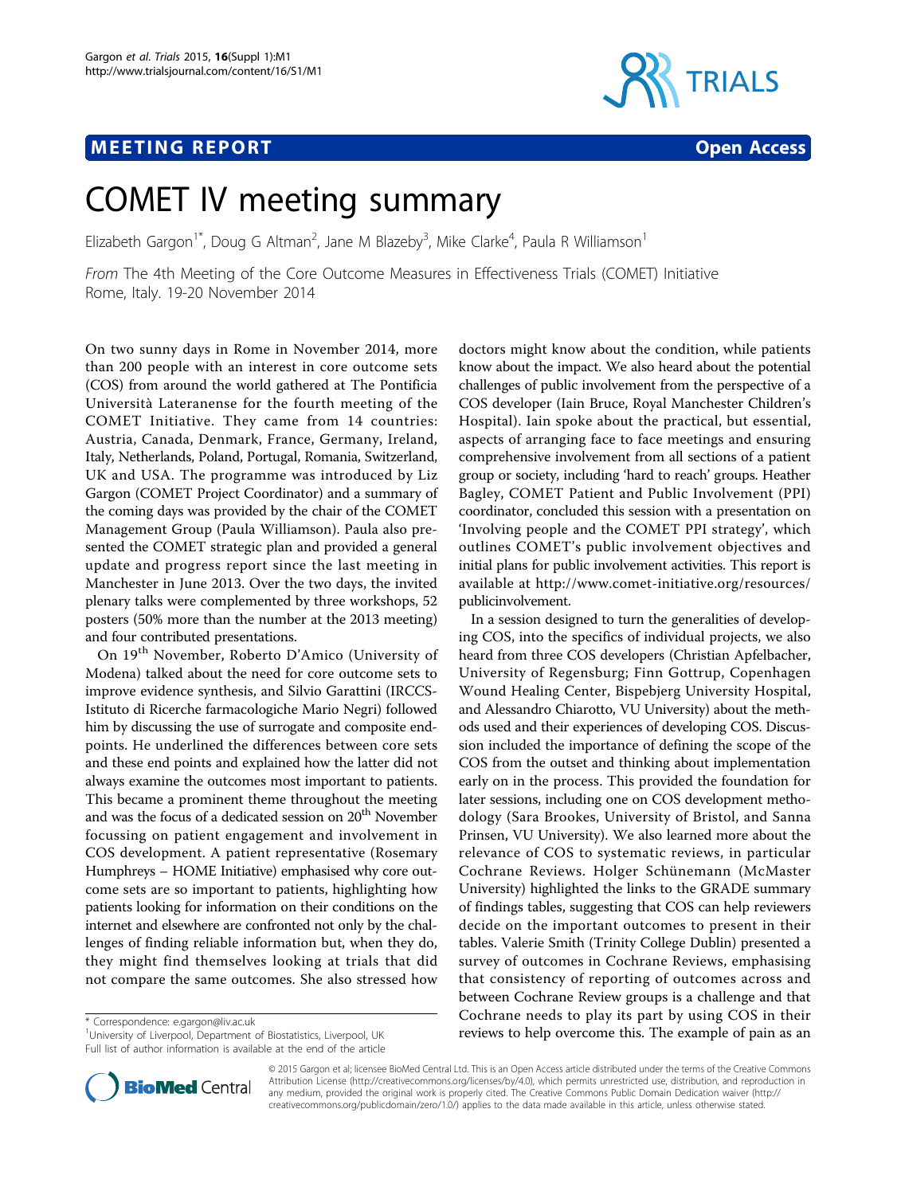MEETING REPORT

Open Access

# COMET IV meeting summary

Elizabeth Gargon[1*], Doug G Altman[2], Jane M Blazeby[3], Mike Clarke[4], Paula R Williamson[1]

*From* The 4th Meeting of the Core Outcome Measures in Effectiveness Trials (COMET) Initiative
Rome, Italy. 19-20 November 2014

On two sunny days in Rome in November 2014, more than 200 people with an interest in core outcome sets (COS) from around the world gathered at The Pontificia Università Lateranense for the fourth meeting of the COMET Initiative. They came from 14 countries: Austria, Canada, Denmark, France, Germany, Ireland, Italy, Netherlands, Poland, Portugal, Romania, Switzerland, UK and USA. The programme was introduced by Liz Gargon (COMET Project Coordinator) and a summary of the coming days was provided by the chair of the COMET Management Group (Paula Williamson). Paula also presented the COMET strategic plan and provided a general update and progress report since the last meeting in Manchester in June 2013. Over the two days, the invited plenary talks were complemented by three workshops, 52 posters (50% more than the number at the 2013 meeting) and four contributed presentations.

On 19[th] November, Roberto D'Amico (University of Modena) talked about the need for core outcome sets to improve evidence synthesis, and Silvio Garattini (IRCCS-Istituto di Ricerche farmacologiche Mario Negri) followed him by discussing the use of surrogate and composite endpoints. He underlined the differences between core sets and these end points and explained how the latter did not always examine the outcomes most important to patients. This became a prominent theme throughout the meeting and was the focus of a dedicated session on 20[th] November focussing on patient engagement and involvement in COS development. A patient representative (Rosemary Humphreys – HOME Initiative) emphasised why core outcome sets are so important to patients, highlighting how patients looking for information on their conditions on the internet and elsewhere are confronted not only by the challenges of finding reliable information but, when they do, they might find themselves looking at trials that did not compare the same outcomes. She also stressed how doctors might know about the condition, while patients know about the impact. We also heard about the potential challenges of public involvement from the perspective of a COS developer (Iain Bruce, Royal Manchester Children's Hospital). Iain spoke about the practical, but essential, aspects of arranging face to face meetings and ensuring comprehensive involvement from all sections of a patient group or society, including 'hard to reach' groups. Heather Bagley, COMET Patient and Public Involvement (PPI) coordinator, concluded this session with a presentation on 'Involving people and the COMET PPI strategy', which outlines COMET's public involvement objectives and initial plans for public involvement activities. This report is available at http://www.comet-initiative.org/resources/publicinvolvement.

In a session designed to turn the generalities of developing COS, into the specifics of individual projects, we also heard from three COS developers (Christian Apfelbacher, University of Regensburg; Finn Gottrup, Copenhagen Wound Healing Center, Bispebjerg University Hospital, and Alessandro Chiarotto, VU University) about the methods used and their experiences of developing COS. Discussion included the importance of defining the scope of the COS from the outset and thinking about implementation early on in the process. This provided the foundation for later sessions, including one on COS development methodology (Sara Brookes, University of Bristol, and Sanna Prinsen, VU University). We also learned more about the relevance of COS to systematic reviews, in particular Cochrane Reviews. Holger Schünemann (McMaster University) highlighted the links to the GRADE summary of findings tables, suggesting that COS can help reviewers decide on the important outcomes to present in their tables. Valerie Smith (Trinity College Dublin) presented a survey of outcomes in Cochrane Reviews, emphasising that consistency of reporting of outcomes across and between Cochrane Review groups is a challenge and that Cochrane needs to play its part by using COS in their reviews to help overcome this. The example of pain as an

\* Correspondence: e.gargon@liv.ac.uk
[1]University of Liverpool, Department of Biostatistics, Liverpool, UK
Full list of author information is available at the end of the article

© 2015 Gargon et al; licensee BioMed Central Ltd. This is an Open Access article distributed under the terms of the Creative Commons Attribution License (http://creativecommons.org/licenses/by/4.0), which permits unrestricted use, distribution, and reproduction in any medium, provided the original work is properly cited. The Creative Commons Public Domain Dedication waiver (http://creativecommons.org/publicdomain/zero/1.0/) applies to the data made available in this article, unless otherwise stated.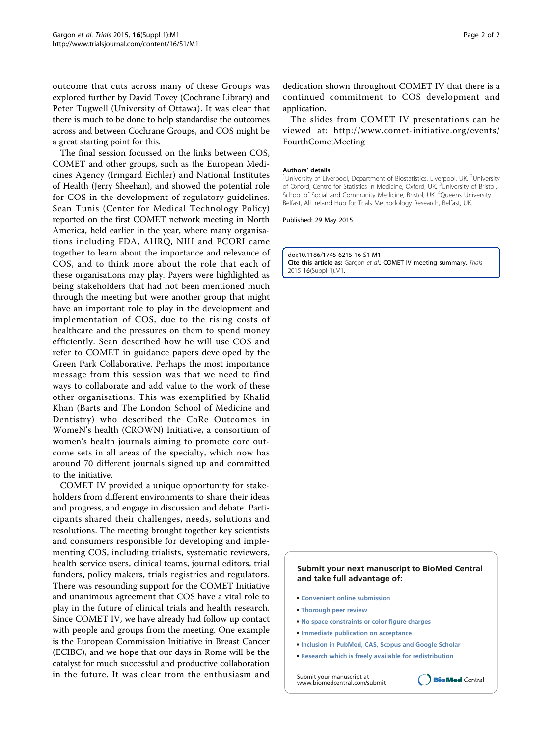outcome that cuts across many of these Groups was explored further by David Tovey (Cochrane Library) and Peter Tugwell (University of Ottawa). It was clear that there is much to be done to help standardise the outcomes across and between Cochrane Groups, and COS might be a great starting point for this.

The final session focussed on the links between COS, COMET and other groups, such as the European Medicines Agency (Irmgard Eichler) and National Institutes of Health (Jerry Sheehan), and showed the potential role for COS in the development of regulatory guidelines. Sean Tunis (Center for Medical Technology Policy) reported on the first COMET network meeting in North America, held earlier in the year, where many organisations including FDA, AHRQ, NIH and PCORI came together to learn about the importance and relevance of COS, and to think more about the role that each of these organisations may play. Payers were highlighted as being stakeholders that had not been mentioned much through the meeting but were another group that might have an important role to play in the development and implementation of COS, due to the rising costs of healthcare and the pressures on them to spend money efficiently. Sean described how he will use COS and refer to COMET in guidance papers developed by the Green Park Collaborative. Perhaps the most importance message from this session was that we need to find ways to collaborate and add value to the work of these other organisations. This was exemplified by Khalid Khan (Barts and The London School of Medicine and Dentistry) who described the CoRe Outcomes in WomeN's health (CROWN) Initiative, a consortium of women's health journals aiming to promote core outcome sets in all areas of the specialty, which now has around 70 different journals signed up and committed to the initiative.

COMET IV provided a unique opportunity for stakeholders from different environments to share their ideas and progress, and engage in discussion and debate. Participants shared their challenges, needs, solutions and resolutions. The meeting brought together key scientists and consumers responsible for developing and implementing COS, including trialists, systematic reviewers, health service users, clinical teams, journal editors, trial funders, policy makers, trials registries and regulators. There was resounding support for the COMET Initiative and unanimous agreement that COS have a vital role to play in the future of clinical trials and health research. Since COMET IV, we have already had follow up contact with people and groups from the meeting. One example is the European Commission Initiative in Breast Cancer (ECIBC), and we hope that our days in Rome will be the catalyst for much successful and productive collaboration in the future. It was clear from the enthusiasm and dedication shown throughout COMET IV that there is a continued commitment to COS development and application.

The slides from COMET IV presentations can be viewed at: http://www.comet-initiative.org/events/FourthCometMeeting

#### Authors' details

[1]University of Liverpool, Department of Biostatistics, Liverpool, UK. [2]University of Oxford, Centre for Statistics in Medicine, Oxford, UK. [3]University of Bristol, School of Social and Community Medicine, Bristol, UK. [4]Queens University Belfast, All Ireland Hub for Trials Methodology Research, Belfast, UK.

Published: 29 May 2015

doi:10.1186/1745-6215-16-S1-M1
**Cite this article as:** Gargon *et al.*: COMET IV meeting summary. *Trials* 2015 **16**(Suppl 1):M1.

**Submit your next manuscript to BioMed Central and take full advantage of:**

- Convenient online submission
- Thorough peer review
- No space constraints or color figure charges
- Immediate publication on acceptance
- Inclusion in PubMed, CAS, Scopus and Google Scholar
- Research which is freely available for redistribution

Submit your manuscript at www.biomedcentral.com/submit

BioMed Central